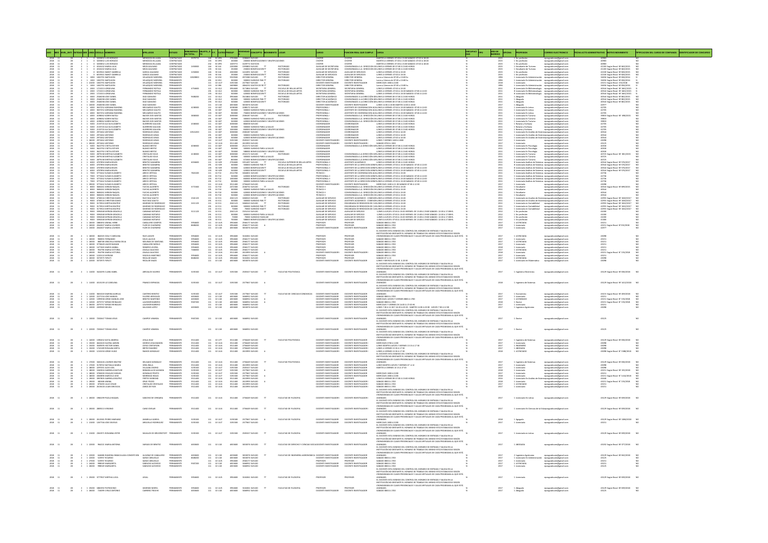|                                                                                                                                                                                                                                      |                                                              | ANO MES NIVEL ENTI ENTIDAD OEE LINEA CEDULA NOMBRES                                                                                                                                                                                                                                                                        | APELLIDOS                                                                                                                                                                                             | ESTADO                                                                                                                                                          |                                                                         | REMUNERACI DEJETO_G P.F. CATEG PRESUP                                                                                                                                                                                                                  |                                                                                                                | DEVENGAD CONCEPTO                                                                                                                                                                                                                                                                                                                                                                                       |                                                                                                                             | CARGO                                                                                                                                                                                                                                                         | FUNCION REAL QUE CUMPLE                                                                                                                 |                                                                                                                                                                                                                                                                                                                                                                                                                             | DISCAPACI TIPO | AÑO DE OFICINA                                               |                                                                                                                                                                                                                                                        | <b>ORREO ELECTRONICO</b>                                                                                                                                                                                                                                                                                                                                                                                                                                                                            | FECHA ACTO ADMINISTRATIVO MOTIVO MOVIMIENTO                                                                                                                                                                                                         |  |
|--------------------------------------------------------------------------------------------------------------------------------------------------------------------------------------------------------------------------------------|--------------------------------------------------------------|----------------------------------------------------------------------------------------------------------------------------------------------------------------------------------------------------------------------------------------------------------------------------------------------------------------------------|-------------------------------------------------------------------------------------------------------------------------------------------------------------------------------------------------------|-----------------------------------------------------------------------------------------------------------------------------------------------------------------|-------------------------------------------------------------------------|--------------------------------------------------------------------------------------------------------------------------------------------------------------------------------------------------------------------------------------------------------|----------------------------------------------------------------------------------------------------------------|---------------------------------------------------------------------------------------------------------------------------------------------------------------------------------------------------------------------------------------------------------------------------------------------------------------------------------------------------------------------------------------------------------|-----------------------------------------------------------------------------------------------------------------------------|---------------------------------------------------------------------------------------------------------------------------------------------------------------------------------------------------------------------------------------------------------------|-----------------------------------------------------------------------------------------------------------------------------------------|-----------------------------------------------------------------------------------------------------------------------------------------------------------------------------------------------------------------------------------------------------------------------------------------------------------------------------------------------------------------------------------------------------------------------------|----------------|--------------------------------------------------------------|--------------------------------------------------------------------------------------------------------------------------------------------------------------------------------------------------------------------------------------------------------|-----------------------------------------------------------------------------------------------------------------------------------------------------------------------------------------------------------------------------------------------------------------------------------------------------------------------------------------------------------------------------------------------------------------------------------------------------------------------------------------------------|-----------------------------------------------------------------------------------------------------------------------------------------------------------------------------------------------------------------------------------------------------|--|
|                                                                                                                                                                                                                                      |                                                              | 0 3203832 LUIS HORACH                                                                                                                                                                                                                                                                                                      |                                                                                                                                                                                                       |                                                                                                                                                                 |                                                                         |                                                                                                                                                                                                                                                        |                                                                                                                | 200000 BONFICACIONES Y GRATIFICACIONES                                                                                                                                                                                                                                                                                                                                                                  |                                                                                                                             | CHOFER                                                                                                                                                                                                                                                        | CHOFER                                                                                                                                  | MARTES A VERNES: 07:00 A 13:00 SABADO: 07:00 A 18:00<br>MARTES A VERNES: 07:00 A 13:00 SABADO: 07:00 A 18:00                                                                                                                                                                                                                                                                                                                |                |                                                              |                                                                                                                                                                                                                                                        | ရာဝးရွားထေပဂၢစစ္သာရှား။at.com<br>ရာဝးရွားထေပဂၢစစ္သာရှား။at.com                                                                                                                                                                                                                                                                                                                                                                                                                                      | 40983                                                                                                                                                                                                                                               |  |
| 2013<br>2013 - 2023 - 2023 - 2023 - 2023 - 2023 - 2023 - 2023 - 2023 - 2023 - 2023 - 2023 - 2023 - 2023 - 2023 - 2023<br>2023 - 2023 - 2023 - 2023 - 2023 - 2023 - 2023 - 2023 - 2023 - 2023 - 2023 - 2023 - 2023 - 2023 - 2023 - 20 |                                                              | 3203832 LUIS HORACH                                                                                                                                                                                                                                                                                                        | MENUGAN VILLALIA<br>MENDOZA VILLALIA<br>MENDOZA VILLALIA<br>MEZA GALEANO<br>GARCIA GALEANO<br>VILLAZQUEZ MOREIRA<br>VILLAZQUEZ MOREIRA<br>VILLAZQUEZ MOREIRA<br>VILLAZQUEZ MOREIRA                    | CONTRATADO<br>CONTRATADO<br>CONTRATADO<br>CONTRATADO<br>CONTRATADO<br>PERMANENTE                                                                                | 2450000                                                                 |                                                                                                                                                                                                                                                        | 200000                                                                                                         | 2020722 VATICALIDRES<br>1023722 VATICOS<br>1393800 SUILDO TT<br>250000 BONFICACIONTT<br>250000 BONFICACIONTT<br>4972380 SUILDO TT                                                                                                                                                                                                                                                                       |                                                                                                                             | CHOTER<br>AUXILIAR DE SECRETARIA<br>AUXILIAR DE SECRETARIA<br>AUXILIAR DE SERVICIOS<br>AUXILIAR DE SERVICIOS                                                                                                                                                  | HOFER                                                                                                                                   | $\begin{tabular}{l c c c} \multicolumn{2}{l}{\textbf{MMN115}} $\textbf{A} \textbf{VERM15}, \textbf{0.560} $\textbf{A}$ is 0.200 $\textbf{A}$ and 200 $\textbf{S}$.} \multicolumn{2}{l}{\textbf{M181}} $\textbf{S} \textbf{I}$ and 200 $\textbf{A}$ and 200 $\textbf{A}$ and 200 $\textbf{A}$ and 200 $\textbf{A}$ and 200 $\textbf{A}$ and 200 $\textbf{A}$ and 200 $\textbf{A}$ and 200 $\textbf{A}$ and 200 $\textbf{A}$$ |                |                                                              | 1 Sin profesión<br>1 Sin profesión<br>1 Sin profesión<br>1 Estudiante de Turismo<br>1 Estudiante de Turismo<br>1 Sin profesión<br>1 Sin profesión                                                                                                      | epostessense (haracous)<br>epostessense (haracous)<br>epostessense (haracous)<br>epostessense (haracous)<br>epostessense (haracous)<br>epostessense (haracous)<br>epostessense (haracous)<br>epostessense (haracous)<br>epostessense (haracous)<br>eposte                                                                                                                                                                                                                                           |                                                                                                                                                                                                                                                     |  |
|                                                                                                                                                                                                                                      |                                                              | 0 4316302 MARIA JULIA<br>0 4316302 MARIA JULIA<br>0 6019341 NANCY GABRIELA<br>0 6019341 NANCY GABRIELA                                                                                                                                                                                                                     |                                                                                                                                                                                                       |                                                                                                                                                                 | 2250000                                                                 |                                                                                                                                                                                                                                                        | 2200000<br>250000                                                                                              |                                                                                                                                                                                                                                                                                                                                                                                                         | RECTORADO<br>RECTORADO<br>RECTORADO<br>RECTORADO                                                                            |                                                                                                                                                                                                                                                               | COMISIONADA A LA DIREI<br>COMISIONADA A LA DIREI<br>AUXILIAR DE SERVICIOS<br>AUXILIAR DE SERVICIOS                                      |                                                                                                                                                                                                                                                                                                                                                                                                                             |                |                                                              |                                                                                                                                                                                                                                                        |                                                                                                                                                                                                                                                                                                                                                                                                                                                                                                     | 40983<br>41183 Según Resol. Nº 663/2015<br>41183 Según Resol. Nº 663/2015<br>42100 Según Resol. Nº 826/2015<br>44556 Según Resol. Nº 826/2015<br>34656 Según Resol. Nº 656/2014                                                                     |  |
|                                                                                                                                                                                                                                      |                                                              |                                                                                                                                                                                                                                                                                                                            |                                                                                                                                                                                                       |                                                                                                                                                                 |                                                                         |                                                                                                                                                                                                                                                        | 250000                                                                                                         |                                                                                                                                                                                                                                                                                                                                                                                                         |                                                                                                                             |                                                                                                                                                                                                                                                               |                                                                                                                                         |                                                                                                                                                                                                                                                                                                                                                                                                                             |                |                                                              |                                                                                                                                                                                                                                                        |                                                                                                                                                                                                                                                                                                                                                                                                                                                                                                     |                                                                                                                                                                                                                                                     |  |
|                                                                                                                                                                                                                                      |                                                              |                                                                                                                                                                                                                                                                                                                            | VELAZQUEZ MOREIN                                                                                                                                                                                      | PERMANENTI                                                                                                                                                      | 12820800                                                                |                                                                                                                                                                                                                                                        |                                                                                                                |                                                                                                                                                                                                                                                                                                                                                                                                         | RECTORADO                                                                                                                   | DIRECTOR GENERAL                                                                                                                                                                                                                                              |                                                                                                                                         |                                                                                                                                                                                                                                                                                                                                                                                                                             |                |                                                              | 1 Licenciado En Administración<br>1 Licenciado En Administración                                                                                                                                                                                       | eposgradoune@gmail.com                                                                                                                                                                                                                                                                                                                                                                                                                                                                              |                                                                                                                                                                                                                                                     |  |
|                                                                                                                                                                                                                                      |                                                              |                                                                                                                                                                                                                                                                                                                            | VELAZQUEZ MORERA                                                                                                                                                                                      |                                                                                                                                                                 |                                                                         |                                                                                                                                                                                                                                                        |                                                                                                                |                                                                                                                                                                                                                                                                                                                                                                                                         |                                                                                                                             |                                                                                                                                                                                                                                                               |                                                                                                                                         |                                                                                                                                                                                                                                                                                                                                                                                                                             |                |                                                              |                                                                                                                                                                                                                                                        |                                                                                                                                                                                                                                                                                                                                                                                                                                                                                                     |                                                                                                                                                                                                                                                     |  |
|                                                                                                                                                                                                                                      |                                                              | 1 0 6019141 NANCY GABI<br>1 1000 1002791 NAPOLEON<br>1 1000 1002791 NAPOLEON<br>1 21000 1002791 NAPOLEON<br>1 2000 1002791 NAPOLEON<br>1 2000 1721013 JORGELINA<br>1 2000 1721013 JORGELINA                                                                                                                                | VELAZQUEZ MOREIR<br>FERNANDEZ ROTELA<br>FERNANDEZ ROTELA                                                                                                                                              |                                                                                                                                                                 | 4754600                                                                 |                                                                                                                                                                                                                                                        |                                                                                                                |                                                                                                                                                                                                                                                                                                                                                                                                         |                                                                                                                             |                                                                                                                                                                                                                                                               |                                                                                                                                         |                                                                                                                                                                                                                                                                                                                                                                                                                             |                |                                                              | 1<br>1 Licenciado<br>1 Licenciado En Administración<br>8 Licenciado En Bibliotecología<br>8 Licenciado En Bibliotecología                                                                                                                              |                                                                                                                                                                                                                                                                                                                                                                                                                                                                                                     |                                                                                                                                                                                                                                                     |  |
|                                                                                                                                                                                                                                      |                                                              | 2000 1721013 JORGELINA                                                                                                                                                                                                                                                                                                     | <b>ERNANDEZ ROTELA</b>                                                                                                                                                                                | PERMANENTI                                                                                                                                                      |                                                                         |                                                                                                                                                                                                                                                        |                                                                                                                |                                                                                                                                                                                                                                                                                                                                                                                                         | RECTORADO<br>ESCUELA DE BELLAS ARTES<br>ESCUELA DE BELLAS ARTES<br>ESCUELA DE BELLAS ARTES                                  | DIRECTOR GENERAL<br>DIRECTOR GENERAL<br>DIRECTOR GENERAL<br>SECRETARIA GENERAL<br>SECRETARIA GENERAL<br>SECRETARIA GENERAL<br>SECRETARIA GENERAL                                                                                                              |                                                                                                                                         |                                                                                                                                                                                                                                                                                                                                                                                                                             |                |                                                              | 8 Licenciado En Bibliotecología<br>8 Licenciado En Bibliotecología<br>8 Licenciado En Bibliotecología                                                                                                                                                  |                                                                                                                                                                                                                                                                                                                                                                                                                                                                                                     |                                                                                                                                                                                                                                                     |  |
|                                                                                                                                                                                                                                      |                                                              |                                                                                                                                                                                                                                                                                                                            | DIAZ SAMUDIO                                                                                                                                                                                          | PERMANENTI                                                                                                                                                      | 9408200                                                                 |                                                                                                                                                                                                                                                        |                                                                                                                |                                                                                                                                                                                                                                                                                                                                                                                                         | RECTORADO                                                                                                                   |                                                                                                                                                                                                                                                               |                                                                                                                                         |                                                                                                                                                                                                                                                                                                                                                                                                                             |                |                                                              | 1 Abogado                                                                                                                                                                                                                                              |                                                                                                                                                                                                                                                                                                                                                                                                                                                                                                     |                                                                                                                                                                                                                                                     |  |
|                                                                                                                                                                                                                                      |                                                              | 2000 1723013 JORGELINA<br>1000 17346038 JOSE DANIEL<br>1000 17346038 JOSE DANIEL<br>1000 17346038 JOSE DANIEL<br>11000 1637252 ADRIANA RAMONA<br>4000 1637252 ADRIANA RAMONA                                                                                                                                               | DIAZ SAMUDIO<br>DIAZ SAMUDIO<br>DIAZ SAMUDIO<br>MELGAREJO GAUTO                                                                                                                                       | PERMANENT                                                                                                                                                       |                                                                         |                                                                                                                                                                                                                                                        |                                                                                                                |                                                                                                                                                                                                                                                                                                                                                                                                         |                                                                                                                             | SECRETARIA GENERAL<br>DRECTOR ACADÉMICO<br>DRECTOR ACADÉMICO<br>DRECTOR ACADÉMICO<br>DOCENTE INVESTIGADOR<br>PROFESIONAL I<br>PROFESIONAL I                                                                                                                   |                                                                                                                                         |                                                                                                                                                                                                                                                                                                                                                                                                                             |                |                                                              | 1 Anoguno<br>1 Abogudo<br>1 Abogudo<br>1 Licenciada En Letras<br>1 Licenciada En Letras<br>1 Licenciada En Letras                                                                                                                                      | spagnators of graduations and the propriations of graduations of graduations of graduations of graduations of graduations of graduations of graduations of graduations of graduations of graduations of graduations of gradua                                                                                                                                                                                                                                                                       | 34555 Según Rend. Mº 655/2014<br>14655 Según Rend. Mº 655/2014<br>14655 Según Rend. 1576/2018<br>14655 Según Rend. 1576/2018<br>14655 Según Rend. Mº 1657/2015<br>40544 Según Rend. Mº 1657/2015<br>40544 Según Rend. Mº 1657/2015<br>40544 Según R |  |
|                                                                                                                                                                                                                                      |                                                              |                                                                                                                                                                                                                                                                                                                            |                                                                                                                                                                                                       |                                                                                                                                                                 | AZERTO                                                                  |                                                                                                                                                                                                                                                        |                                                                                                                |                                                                                                                                                                                                                                                                                                                                                                                                         |                                                                                                                             |                                                                                                                                                                                                                                                               |                                                                                                                                         |                                                                                                                                                                                                                                                                                                                                                                                                                             |                |                                                              |                                                                                                                                                                                                                                                        |                                                                                                                                                                                                                                                                                                                                                                                                                                                                                                     | 22205                                                                                                                                                                                                                                               |  |
|                                                                                                                                                                                                                                      |                                                              |                                                                                                                                                                                                                                                                                                                            | OTUAD QUIRADIN<br>OTUAD OLIMADJIM                                                                                                                                                                     | PERMANENTI                                                                                                                                                      |                                                                         |                                                                                                                                                                                                                                                        |                                                                                                                |                                                                                                                                                                                                                                                                                                                                                                                                         |                                                                                                                             | <b>I JANOIESION</b>                                                                                                                                                                                                                                           |                                                                                                                                         | AGENTRIT DE CODIENACION ACLUSTER ATURISTE DE COD A 130 MARCO E POIS A 130 MARCO E POIS A 130 MARCO E POIS A 130 MARCO E POIS A 130 MARCO E POIS A 130 MARCO E POIS A 130 MARCO E POIS A 130 MARCO E POIS A 130 MARCO E POIS A                                                                                                                                                                                               |                |                                                              |                                                                                                                                                                                                                                                        |                                                                                                                                                                                                                                                                                                                                                                                                                                                                                                     | 42705                                                                                                                                                                                                                                               |  |
|                                                                                                                                                                                                                                      |                                                              | 4000 1617252 ADRIANA RAMONA<br>4000 1617252 ADRIANA RAMONA<br>4000 1618062 KAREN NATALI<br>4000 1198062 KAREN NATALI<br>4000 1198062 KAREN NATALI<br>5000 2113720 ALKIA ELIZABETH<br>5000 2113720 ALKIA ELIZABETH                                                                                                          | MCKES DOS SANTOS                                                                                                                                                                                      | PERMANENTE<br>PERMANENTE<br>PERMANENTE<br>PERMANENTE<br>PERMANENTE                                                                                              | 3838300                                                                 |                                                                                                                                                                                                                                                        |                                                                                                                |                                                                                                                                                                                                                                                                                                                                                                                                         | пестояло                                                                                                                    | ROFESIONAL I                                                                                                                                                                                                                                                  |                                                                                                                                         |                                                                                                                                                                                                                                                                                                                                                                                                                             |                |                                                              | a Licenciada En Turismo<br>1 Licenciada En Turismo<br>1 Licenciada En Turismo<br>1 Notaria y Esríbana<br>1 Notaria y Esríbana                                                                                                                          |                                                                                                                                                                                                                                                                                                                                                                                                                                                                                                     | 39833 Según Resol. Nº 698/2015                                                                                                                                                                                                                      |  |
|                                                                                                                                                                                                                                      |                                                              |                                                                                                                                                                                                                                                                                                                            |                                                                                                                                                                                                       |                                                                                                                                                                 | 4115100                                                                 |                                                                                                                                                                                                                                                        |                                                                                                                |                                                                                                                                                                                                                                                                                                                                                                                                         |                                                                                                                             | PROFESIONAL I<br>PROFESIONAL I<br>FOORDINADOR                                                                                                                                                                                                                 |                                                                                                                                         |                                                                                                                                                                                                                                                                                                                                                                                                                             |                |                                                              |                                                                                                                                                                                                                                                        |                                                                                                                                                                                                                                                                                                                                                                                                                                                                                                     | 39833<br>39833<br>42705<br>42705<br>42705                                                                                                                                                                                                           |  |
|                                                                                                                                                                                                                                      |                                                              |                                                                                                                                                                                                                                                                                                                            |                                                                                                                                                                                                       |                                                                                                                                                                 |                                                                         |                                                                                                                                                                                                                                                        |                                                                                                                |                                                                                                                                                                                                                                                                                                                                                                                                         |                                                                                                                             | PROFESIONAL I<br>COORDINADOR<br>COORDINADOR                                                                                                                                                                                                                   |                                                                                                                                         |                                                                                                                                                                                                                                                                                                                                                                                                                             |                |                                                              |                                                                                                                                                                                                                                                        |                                                                                                                                                                                                                                                                                                                                                                                                                                                                                                     |                                                                                                                                                                                                                                                     |  |
|                                                                                                                                                                                                                                      |                                                              |                                                                                                                                                                                                                                                                                                                            |                                                                                                                                                                                                       | PERMANENT                                                                                                                                                       | 10541200                                                                |                                                                                                                                                                                                                                                        |                                                                                                                |                                                                                                                                                                                                                                                                                                                                                                                                         |                                                                                                                             |                                                                                                                                                                                                                                                               |                                                                                                                                         |                                                                                                                                                                                                                                                                                                                                                                                                                             |                |                                                              | 1 Notaria y Esribana                                                                                                                                                                                                                                   |                                                                                                                                                                                                                                                                                                                                                                                                                                                                                                     |                                                                                                                                                                                                                                                     |  |
|                                                                                                                                                                                                                                      |                                                              |                                                                                                                                                                                                                                                                                                                            | <b>BACKS DOS SANTOS<br/>RACKS DOS SANTOS<br/>GUERRERO GALVAN<br/>GUERRERO GALVAN<br/>GUERRERO GALVAN<br/>RODRGUEZ ARIAS<br/>RODRGUEZ ARIAS<br/>RODRGUEZ ARIAS</b><br>RODRGUEZ ARIAS<br>RODRGUEZ ARIAS | PERMANENTI<br>PERMANENTI<br>PERMANENTI<br>PERMANENTI                                                                                                            |                                                                         |                                                                                                                                                                                                                                                        |                                                                                                                |                                                                                                                                                                                                                                                                                                                                                                                                         |                                                                                                                             | COORDINADOR<br>COORDINADOR<br>COORDINADOR<br>COORDINADOR<br>DOCENTE INVESTIGADOR I<br>DOCENTE INVESTIGADOR I<br>DOCENTE INVESTIGADOR I                                                                                                                        |                                                                                                                                         |                                                                                                                                                                                                                                                                                                                                                                                                                             |                |                                                              |                                                                                                                                                                                                                                                        |                                                                                                                                                                                                                                                                                                                                                                                                                                                                                                     | 40544<br>40544<br>40544<br>43058<br>43125                                                                                                                                                                                                           |  |
|                                                                                                                                                                                                                                      |                                                              |                                                                                                                                                                                                                                                                                                                            | <b>ODRIGUEZ ARMS</b>                                                                                                                                                                                  |                                                                                                                                                                 |                                                                         |                                                                                                                                                                                                                                                        | 3511400                                                                                                        |                                                                                                                                                                                                                                                                                                                                                                                                         |                                                                                                                             |                                                                                                                                                                                                                                                               |                                                                                                                                         |                                                                                                                                                                                                                                                                                                                                                                                                                             |                |                                                              |                                                                                                                                                                                                                                                        |                                                                                                                                                                                                                                                                                                                                                                                                                                                                                                     |                                                                                                                                                                                                                                                     |  |
|                                                                                                                                                                                                                                      |                                                              | $\begin{array}{ll} 1& 5000& 2133720& \text{ALCA FLLZABETH}\\ 1& 5000& 2133720& \text{ALCA FLLZABETH}\\ 1& 5000& 2973462& \text{ANTOMIO}\\ 1& 5000& 2973462& \text{ANTOMIO}\\ 1& 5000& 2973462& \text{ATOMIO}\\ 1& 5000& 2973462& \text{ATOMIO}\\ 1& 50000& 2973462& \text{ATOMIO}\\ 1& 50000& 2973462& \text{ATOMIO}\\ 1&$ | BLANCO BRITEZ                                                                                                                                                                                         | PERMANENTI                                                                                                                                                      | 4038300                                                                 |                                                                                                                                                                                                                                                        |                                                                                                                |                                                                                                                                                                                                                                                                                                                                                                                                         |                                                                                                                             | COORDINADOR                                                                                                                                                                                                                                                   |                                                                                                                                         |                                                                                                                                                                                                                                                                                                                                                                                                                             |                |                                                              | 1 Notenciado En Análisis de Sisb<br>1 Licenciado En Análisis de Sisb<br>1 Licenciado En Análisis de Sisb<br>1 Licenciado<br>1 Licenciado<br>1 Licenciado                                                                                               | openproxime@ymail.com<br>emepoigradoune@ymail.com<br>emepoigradoune@ymail.com<br>emegradoune@ymail.com<br>epoigradoune@ymail.com<br>epoigradoune@ymail.com<br>epoigradoune@ymail.com                                                                                                                                                                                                                                                                                                                | 40330                                                                                                                                                                                                                                               |  |
|                                                                                                                                                                                                                                      |                                                              | 5000 1622792 CRIVIA ISBN:<br>2000 1622792 CRIVIA ISBN:<br>2000 1622792 CRIVIA ISBN:<br>2000 262792 CRIVIA ISBN:<br>2000 2679238 MIRTING ILIZARE<br>2000 2679258 MIRTING ILIZARE<br>2000 4707894 MARIA IELEN<br>2000 4707894 MARIA IELEN<br>2000 470789                                                                     | BLANCO BRITEZ<br>BLANCO BRITEZ<br>CRISTALDO SOLIS<br>CRISTALDO SOLIS<br>CRISTALDO SOLIS                                                                                                               | PERMANENTI                                                                                                                                                      |                                                                         |                                                                                                                                                                                                                                                        | 3038300<br>700300<br>700300<br>3038300<br>303000<br>2734600<br>500300<br>500300<br>500300<br>3503000<br>300300 | $\begin{tabular}{l c c c} \multicolumn{2}{l}{\textbf{0.5}}{\textbf{0.5}}{\textbf{0.5}}{\textbf{0.5}}{\textbf{0.5}}{\textbf{0.5}}{\textbf{0.5}}{\textbf{0.5}}{\textbf{0.5}}{\textbf{0.5}}{\textbf{0.5}}{\textbf{0.5}}{\textbf{0.5}}{\textbf{0.5}}{\textbf{0.5}}{\textbf{0.5}}{\textbf{0.5}}{\textbf{0.5}}{\textbf{0.5}}{\textbf{0.5}}{\textbf{0.5}}{\textbf{0.5}}{\textbf{0.5}}{\textbf{0.5}}{\textbf{0$ |                                                                                                                             | COORDINADOR<br>COORDINADOR                                                                                                                                                                                                                                    |                                                                                                                                         |                                                                                                                                                                                                                                                                                                                                                                                                                             |                |                                                              |                                                                                                                                                                                                                                                        |                                                                                                                                                                                                                                                                                                                                                                                                                                                                                                     | 40330                                                                                                                                                                                                                                               |  |
|                                                                                                                                                                                                                                      |                                                              |                                                                                                                                                                                                                                                                                                                            |                                                                                                                                                                                                       | <b><i>PERMANENTE<br/>PERMANENTE<br/>PERMANENTE<br/>PERMANENTE<br/>PERMANENTE<br/>PERMANENTE<br/>PERMANENTE<br/>PERMANENTE<br/>PERMANENTE</i><br/>PERMANENTE</b> |                                                                         |                                                                                                                                                                                                                                                        |                                                                                                                |                                                                                                                                                                                                                                                                                                                                                                                                         |                                                                                                                             |                                                                                                                                                                                                                                                               |                                                                                                                                         |                                                                                                                                                                                                                                                                                                                                                                                                                             |                |                                                              |                                                                                                                                                                                                                                                        |                                                                                                                                                                                                                                                                                                                                                                                                                                                                                                     | 40330<br>40725 Según Resol. Nº 801/2015<br>40725<br>40725                                                                                                                                                                                           |  |
|                                                                                                                                                                                                                                      |                                                              |                                                                                                                                                                                                                                                                                                                            |                                                                                                                                                                                                       |                                                                                                                                                                 | 4034600                                                                 |                                                                                                                                                                                                                                                        |                                                                                                                |                                                                                                                                                                                                                                                                                                                                                                                                         |                                                                                                                             | ROFESIONAL II                                                                                                                                                                                                                                                 |                                                                                                                                         |                                                                                                                                                                                                                                                                                                                                                                                                                             |                |                                                              |                                                                                                                                                                                                                                                        |                                                                                                                                                                                                                                                                                                                                                                                                                                                                                                     |                                                                                                                                                                                                                                                     |  |
|                                                                                                                                                                                                                                      |                                                              |                                                                                                                                                                                                                                                                                                                            | <b>CRISTALDO SOLIS<br/>BENITEZ GAMARRA<br/>BENITEZ GAMARRA<br/>BENITEZ GAMARRA<br/>ARECO ORTEGA<br/>ARECO ORTEGA</b>                                                                                  |                                                                                                                                                                 |                                                                         |                                                                                                                                                                                                                                                        |                                                                                                                |                                                                                                                                                                                                                                                                                                                                                                                                         | NUMBIA<br>ESCUELA SUPERIOR DE BELLAS ARTES<br>ESCUELA DE BELLAS ARTES<br>ESCUELA DE BELLAS ARTES<br>ESCUELA DE BELLAS ARTES | PROFESORAL II<br>PROFESORAL II<br>PROFESORAL II<br>TÉCNICO I<br>PROFESORAL II                                                                                                                                                                                 |                                                                                                                                         |                                                                                                                                                                                                                                                                                                                                                                                                                             |                |                                                              | il Loncicial Anklini de Stiemus spongradoure flymul.com<br>11 Loncicial Anklini de Stiemus spongradoure flymul.com<br>11 Loncicial Anklini de Stiemus spongradoure flymul.com<br>11 Loncicial Anklini de Stiemus spongradoure flymul.co                |                                                                                                                                                                                                                                                                                                                                                                                                                                                                                                     | 40725<br>40544 Según Resol. Nº 576/2017<br>40544 Según Resol. Nº 576/2017<br>40544 Según Resol. Nº 576/2017<br>40544 Según Resol. Nº 576/2017<br>42716                                                                                              |  |
|                                                                                                                                                                                                                                      |                                                              |                                                                                                                                                                                                                                                                                                                            |                                                                                                                                                                                                       |                                                                                                                                                                 |                                                                         |                                                                                                                                                                                                                                                        |                                                                                                                |                                                                                                                                                                                                                                                                                                                                                                                                         |                                                                                                                             |                                                                                                                                                                                                                                                               |                                                                                                                                         |                                                                                                                                                                                                                                                                                                                                                                                                                             |                |                                                              |                                                                                                                                                                                                                                                        |                                                                                                                                                                                                                                                                                                                                                                                                                                                                                                     |                                                                                                                                                                                                                                                     |  |
|                                                                                                                                                                                                                                      |                                                              |                                                                                                                                                                                                                                                                                                                            |                                                                                                                                                                                                       |                                                                                                                                                                 | 7824100                                                                 |                                                                                                                                                                                                                                                        |                                                                                                                |                                                                                                                                                                                                                                                                                                                                                                                                         |                                                                                                                             |                                                                                                                                                                                                                                                               |                                                                                                                                         |                                                                                                                                                                                                                                                                                                                                                                                                                             |                |                                                              |                                                                                                                                                                                                                                                        |                                                                                                                                                                                                                                                                                                                                                                                                                                                                                                     |                                                                                                                                                                                                                                                     |  |
|                                                                                                                                                                                                                                      |                                                              | 7000 3772442 SUSAN ELIZABET<br>7000 3772442 SUSAN ELIZABETH                                                                                                                                                                                                                                                                | <b>MECO ORTEGA</b><br>MECO ORTEGA                                                                                                                                                                     | PERMANENTI<br>PERMANENTI                                                                                                                                        |                                                                         |                                                                                                                                                                                                                                                        |                                                                                                                |                                                                                                                                                                                                                                                                                                                                                                                                         |                                                                                                                             | <b>PROFESIONAL II</b>                                                                                                                                                                                                                                         |                                                                                                                                         |                                                                                                                                                                                                                                                                                                                                                                                                                             |                |                                                              | 1 Licenciada Análisis de Sistemas eposgradoune@gmail.com                                                                                                                                                                                               |                                                                                                                                                                                                                                                                                                                                                                                                                                                                                                     | 42736<br>42736                                                                                                                                                                                                                                      |  |
|                                                                                                                                                                                                                                      |                                                              |                                                                                                                                                                                                                                                                                                                            |                                                                                                                                                                                                       | PERMANENTI                                                                                                                                                      |                                                                         |                                                                                                                                                                                                                                                        |                                                                                                                |                                                                                                                                                                                                                                                                                                                                                                                                         |                                                                                                                             | PROFESIONAL II<br>DOCENTE INVESTIGADOR I                                                                                                                                                                                                                      |                                                                                                                                         |                                                                                                                                                                                                                                                                                                                                                                                                                             |                |                                                              |                                                                                                                                                                                                                                                        | as openprotorne@grani.com<br>opengradoure@grani.com<br>opengradoure@grani.com<br>opengradoure@grani.com<br>opengradoure@grani.com<br>opengradoure@grani.com<br>omengradoure@grani.com                                                                                                                                                                                                                                                                                                               |                                                                                                                                                                                                                                                     |  |
|                                                                                                                                                                                                                                      |                                                              |                                                                                                                                                                                                                                                                                                                            | ARCO ORTIGA<br>FLEDHA ALDERETE<br>FLEDHA ALDERETE<br>FLEDHA ALDERETE                                                                                                                                  |                                                                                                                                                                 | 3772300                                                                 |                                                                                                                                                                                                                                                        |                                                                                                                |                                                                                                                                                                                                                                                                                                                                                                                                         | RECTORAD                                                                                                                    |                                                                                                                                                                                                                                                               |                                                                                                                                         |                                                                                                                                                                                                                                                                                                                                                                                                                             |                |                                                              | 1<br>1<br>Licenciada<br>1<br>1<br>Litudiante<br>1<br>Litudiante<br>1<br>Litudiante                                                                                                                                                                     |                                                                                                                                                                                                                                                                                                                                                                                                                                                                                                     | 43056<br>40544 Según Resol. Nº 699/2015<br>40544<br>40544                                                                                                                                                                                           |  |
|                                                                                                                                                                                                                                      |                                                              |                                                                                                                                                                                                                                                                                                                            |                                                                                                                                                                                                       |                                                                                                                                                                 |                                                                         |                                                                                                                                                                                                                                                        |                                                                                                                |                                                                                                                                                                                                                                                                                                                                                                                                         |                                                                                                                             |                                                                                                                                                                                                                                                               |                                                                                                                                         |                                                                                                                                                                                                                                                                                                                                                                                                                             |                |                                                              |                                                                                                                                                                                                                                                        |                                                                                                                                                                                                                                                                                                                                                                                                                                                                                                     |                                                                                                                                                                                                                                                     |  |
|                                                                                                                                                                                                                                      |                                                              |                                                                                                                                                                                                                                                                                                                            |                                                                                                                                                                                                       | PERMANENTI                                                                                                                                                      | 2341123                                                                 |                                                                                                                                                                                                                                                        |                                                                                                                |                                                                                                                                                                                                                                                                                                                                                                                                         |                                                                                                                             |                                                                                                                                                                                                                                                               |                                                                                                                                         |                                                                                                                                                                                                                                                                                                                                                                                                                             |                |                                                              | 1 Licenciado en Analisis de Sist                                                                                                                                                                                                                       |                                                                                                                                                                                                                                                                                                                                                                                                                                                                                                     |                                                                                                                                                                                                                                                     |  |
|                                                                                                                                                                                                                                      |                                                              |                                                                                                                                                                                                                                                                                                                            |                                                                                                                                                                                                       | ERMANENT                                                                                                                                                        | 2411123                                                                 |                                                                                                                                                                                                                                                        |                                                                                                                |                                                                                                                                                                                                                                                                                                                                                                                                         |                                                                                                                             |                                                                                                                                                                                                                                                               |                                                                                                                                         |                                                                                                                                                                                                                                                                                                                                                                                                                             |                |                                                              |                                                                                                                                                                                                                                                        | meposgradoune@gmail.com                                                                                                                                                                                                                                                                                                                                                                                                                                                                             |                                                                                                                                                                                                                                                     |  |
|                                                                                                                                                                                                                                      |                                                              |                                                                                                                                                                                                                                                                                                                            | FLEEN ALDERETO<br>RUIZ DIAZ GAUTO<br>GIMENEZ DE RODRIG<br>GIMENEZ DE RODRIG<br>GIMENEZ DE RODRIG<br>CABANAS NOTARIO                                                                                   |                                                                                                                                                                 |                                                                         |                                                                                                                                                                                                                                                        | 100000<br>100000<br>1511400<br>2472100<br>100000<br>2011123<br>100000<br>2011123<br>100000<br>70000            |                                                                                                                                                                                                                                                                                                                                                                                                         | RECTORADO<br>RECTORADO<br>RECTORADO<br>RECTORADO                                                                            | DOCENTE HYVESTIGADO<br>TÉCNICO II<br>TÉCNICO II<br>TÉCNICO II<br>AUSELIAR DE SERVICIO<br>AUSELIAR DE SERVICIO<br>AUSELIAR DE SERVICIO<br>AUSELIAR DE SERVICIO<br>AUSELIAR DE SERVICIO<br>AUSELIAR DE SERVICIO<br>AUSELIAR DE SERVICIO<br>AUSELIAR DE SERVICIO |                                                                                                                                         |                                                                                                                                                                                                                                                                                                                                                                                                                             |                |                                                              |                                                                                                                                                                                                                                                        |                                                                                                                                                                                                                                                                                                                                                                                                                                                                                                     | 40544<br>42955 Según Resol. Nº 1040/2017<br>42955 Según Resol. Nº 1040/2017<br>42955 Según Resol. Nº 1042/2017<br>42955 Según Resol. Nº 1042/2017<br>42955 Según Resol. Nº 1042/2017<br>41000                                                       |  |
|                                                                                                                                                                                                                                      |                                                              |                                                                                                                                                                                                                                                                                                                            | CABANAS NOTARIO                                                                                                                                                                                       | PERMANENTI                                                                                                                                                      | 3111123                                                                 |                                                                                                                                                                                                                                                        | 2041123                                                                                                        |                                                                                                                                                                                                                                                                                                                                                                                                         |                                                                                                                             | CIONAIS DE SERVICIO                                                                                                                                                                                                                                           |                                                                                                                                         |                                                                                                                                                                                                                                                                                                                                                                                                                             |                |                                                              |                                                                                                                                                                                                                                                        |                                                                                                                                                                                                                                                                                                                                                                                                                                                                                                     | 41000                                                                                                                                                                                                                                               |  |
| $11\,$                                                                                                                                                                                                                               |                                                              |                                                                                                                                                                                                                                                                                                                            |                                                                                                                                                                                                       | PERMANENTI                                                                                                                                                      |                                                                         |                                                                                                                                                                                                                                                        |                                                                                                                |                                                                                                                                                                                                                                                                                                                                                                                                         |                                                                                                                             |                                                                                                                                                                                                                                                               |                                                                                                                                         |                                                                                                                                                                                                                                                                                                                                                                                                                             |                |                                                              |                                                                                                                                                                                                                                                        |                                                                                                                                                                                                                                                                                                                                                                                                                                                                                                     | 41000                                                                                                                                                                                                                                               |  |
| $_{\rm 11}$                                                                                                                                                                                                                          |                                                              |                                                                                                                                                                                                                                                                                                                            |                                                                                                                                                                                                       |                                                                                                                                                                 |                                                                         | 20 UUS<br>20 UUS<br>20 UUS<br>20 UUS<br>20 UUS<br>20 UUS<br>20 UUS<br>20 UUS<br>20 UUS<br>20 UUS<br>20 UUS<br>20 UUS<br>20 UUS<br>20 UUS<br>20 UUS<br>20 UUS<br>20 UUS<br>20 UUS<br>20 UUS<br>20 UUS<br>20 UUS<br>20 UUS<br>20 UUS<br>20 UUS<br>20 UUS | 100000<br>70000<br>70000<br>7054600<br>1054600<br>4653600                                                      |                                                                                                                                                                                                                                                                                                                                                                                                         |                                                                                                                             |                                                                                                                                                                                                                                                               |                                                                                                                                         |                                                                                                                                                                                                                                                                                                                                                                                                                             |                |                                                              |                                                                                                                                                                                                                                                        |                                                                                                                                                                                                                                                                                                                                                                                                                                                                                                     |                                                                                                                                                                                                                                                     |  |
|                                                                                                                                                                                                                                      |                                                              | $\begin{tabular}{c} 1 & 000 \\ 1 & 1000 \\ 1 & 1000 \\ 1 & 1000 \\ 1 & 1000 \\ 1 & 1000 \\ 1 & 1000 \\ 1 & 1000 \\ 1 & 1000 \\ 1 & 1000 \\ 1 & 1000 \\ 1 & 1000 \\ 1 & 1000 \\ 1 & 1000 \\ 1 & 1000 \\ 1 & 1000 \\ 1 & 1000 \\ 1 & 1000 \\ 1 & 1000 \\ 1 & 1000 \\ 1 & 1000 \\ 1 & 1000 \\ 1 & 1000 \\ 1 & 10$             | CARNAS NOTARIO<br>CARNAS NOTARIO<br>CARNAS NOTARIO<br>FLOR DE CHAPARRO<br>FLOR DE CHAPARRO                                                                                                            |                                                                                                                                                                 |                                                                         |                                                                                                                                                                                                                                                        |                                                                                                                | 30000 SUBSIDIO FAMILIAR<br>588000 BONIFICADORES Y GRATIFICADORES<br>588000 BONIFICADORES Y GRATIFICADORES<br>2946177 SUELDO<br>3053076 SUELDO                                                                                                                                                                                                                                                           |                                                                                                                             | AUXILIAR DE SERVICIO<br>AUXILIAR DE SERVICIO<br>PROFESOR<br>PROFESOR<br>DOCENTE INVESTIGADO                                                                                                                                                                   |                                                                                                                                         |                                                                                                                                                                                                                                                                                                                                                                                                                             |                |                                                              | 1 Lionenciado en Araulinis de Sistem<br>1 Lionenciado en Araulinis de Sistem<br>1 Lionenciada en Cortabilidad<br>1 Lionenciada en Cortabilidad<br>1 Lionenciada en Cortabilidad<br>1 Sin professión<br>1 Sin professión<br>1 Lionenciada<br>1 Lionenci | m epoxyradoure @gmail.com<br>epoxyradoure @gmail.com<br>epoxyradoure @gmail.com<br>epoxyradoure @gmail.com<br>epoxyradoure @gmail.com<br>epoxyradoure@gmail.com<br>epoxyradoure@gmail.com<br>epoxyradoure@gmail.com<br>epoxyradoure@gmail.com<br>epoxyra                                                                                                                                                                                                                                            | 41000<br>43151<br>43151 Según Resol. N°155/2018<br>42977                                                                                                                                                                                            |  |
|                                                                                                                                                                                                                                      |                                                              |                                                                                                                                                                                                                                                                                                                            |                                                                                                                                                                                                       |                                                                                                                                                                 |                                                                         |                                                                                                                                                                                                                                                        |                                                                                                                |                                                                                                                                                                                                                                                                                                                                                                                                         |                                                                                                                             |                                                                                                                                                                                                                                                               |                                                                                                                                         | SAMADO GROA A 1700<br>EL COCATRE ESTA EXAMADO DEL CONTROL DEL HORARDO DE ENTRAGA Y SALEIA EN LA<br>RIDITIVICIÓN RO DESTANTE LI VIGNARIO EN TRANSA DEL ROSSO ESTÁ ESTA RILICIO SEGÚN<br>SAMADO GROA A 1700<br>SAMADO GROA A 1700<br>SAMADO GRO                                                                                                                                                                               |                |                                                              |                                                                                                                                                                                                                                                        |                                                                                                                                                                                                                                                                                                                                                                                                                                                                                                     |                                                                                                                                                                                                                                                     |  |
| $\begin{array}{c} 11 \\ 11 \\ 11 \end{array}$                                                                                                                                                                                        |                                                              |                                                                                                                                                                                                                                                                                                                            | RUIZ LAHANT<br>SOLIS LALOUX<br>MOLINAS DE SANTA<br>CABALLERO MERLO                                                                                                                                    |                                                                                                                                                                 |                                                                         | 10 UU5<br>10 UU5<br>10 UU5<br>10 UU5<br>10 UU5<br>10 UU5<br>$\begin{array}{c} 111 \\ 111 \end{array}$                                                                                                                                                  | 1954600<br>1954600                                                                                             |                                                                                                                                                                                                                                                                                                                                                                                                         |                                                                                                                             |                                                                                                                                                                                                                                                               | PROFESOR<br>PROFESOR<br>PROFESOR<br>PROFESOR                                                                                            |                                                                                                                                                                                                                                                                                                                                                                                                                             |                | 2017<br>2017<br>2017<br>2017                                 | 1 LICENCIADA                                                                                                                                                                                                                                           |                                                                                                                                                                                                                                                                                                                                                                                                                                                                                                     |                                                                                                                                                                                                                                                     |  |
|                                                                                                                                                                                                                                      |                                                              |                                                                                                                                                                                                                                                                                                                            |                                                                                                                                                                                                       |                                                                                                                                                                 |                                                                         |                                                                                                                                                                                                                                                        |                                                                                                                | 3104361 SUILDO<br>2946177 SUILDO<br>2946177 SUILDO<br>2946177 SUILDO                                                                                                                                                                                                                                                                                                                                    |                                                                                                                             | ROFESOR<br>ROFESOR<br>ROFESOR<br>ROFESOR                                                                                                                                                                                                                      |                                                                                                                                         |                                                                                                                                                                                                                                                                                                                                                                                                                             |                |                                                              |                                                                                                                                                                                                                                                        |                                                                                                                                                                                                                                                                                                                                                                                                                                                                                                     | 43058<br>43151<br>43151<br>43151                                                                                                                                                                                                                    |  |
|                                                                                                                                                                                                                                      |                                                              |                                                                                                                                                                                                                                                                                                                            | OMERO LEVERA                                                                                                                                                                                          | CRAANENTI                                                                                                                                                       | 3954600<br>3954600<br>3954600<br>3954600<br>3954600                     |                                                                                                                                                                                                                                                        |                                                                                                                | 2946177 SUELDO                                                                                                                                                                                                                                                                                                                                                                                          |                                                                                                                             | <b>PROFESOR</b>                                                                                                                                                                                                                                               |                                                                                                                                         | SABADO 0800 A 1700                                                                                                                                                                                                                                                                                                                                                                                                          |                |                                                              | $\begin{array}{l} \texttt{1} \texttt{ Ucercido} \\ \texttt{1} \texttt{ UCRNCIADA} \\ \texttt{1} \texttt{ Ucercido} \\ \texttt{1} \texttt{ Ucercido} \\ \texttt{1} \texttt{ UCRNCIADA} \end{array}$                                                     |                                                                                                                                                                                                                                                                                                                                                                                                                                                                                                     | 43153                                                                                                                                                                                                                                               |  |
|                                                                                                                                                                                                                                      |                                                              |                                                                                                                                                                                                                                                                                                                            | ZAVALA SAUCEDO                                                                                                                                                                                        | PERMANENTE<br>PERMANENTI                                                                                                                                        | 7466000                                                                 | 111                                                                                                                                                                                                                                                    | 1954600<br>3511400                                                                                             | 2946177 SUILDO                                                                                                                                                                                                                                                                                                                                                                                          |                                                                                                                             | nortson                                                                                                                                                                                                                                                       | PROFESOR<br>DOCENTE INVESTIGADOR                                                                                                        | 5ABADO 0800 A 1700                                                                                                                                                                                                                                                                                                                                                                                                          |                |                                                              |                                                                                                                                                                                                                                                        |                                                                                                                                                                                                                                                                                                                                                                                                                                                                                                     | 43151<br>43151 Según Resol. Nº 155/2018                                                                                                                                                                                                             |  |
| 2018<br>2018<br>2018<br>2018<br>2018<br>2018<br>2018<br>2018                                                                                                                                                                         |                                                              | 2 10000 B02021 DOLY CAROLINA<br>1 10000 B02151 PDI-MONDO<br>1 10000 B02151 GDACIELA MARIA DELN<br>1 10000 B762140 GRACIELA MARIA DELN<br>1 10000 B752105 MARIA VICTORIA<br>1 10000 B230110 MARIA VICTORIA<br>1 10000 B230110 MARIA VICTORIA<br>1 10                                                                        | ZAVALA SAUCEDO<br>SEGOVIA MARTINEZ<br>RECALDE MAZO                                                                                                                                                    |                                                                                                                                                                 |                                                                         | 10 UU5<br>10 UU5<br>10 UU5<br>10 UU4                                                                                                                                                                                                                   | 3954600                                                                                                        | 2615993 SUELDO<br>2946177 SUELDO<br>3104361 SUELDO<br>3653026 SUELDO                                                                                                                                                                                                                                                                                                                                    |                                                                                                                             | DOCENTE INVES<br>PROFESOR<br>PROFESOR<br>COCENTE INVES                                                                                                                                                                                                        | PROFESOR<br>PROFESOR<br>DOCENTE INVESTIGADOR                                                                                            |                                                                                                                                                                                                                                                                                                                                                                                                                             |                | 2018<br>2018<br>2017<br>2018<br>2017<br>2017                 | 1 Licenciada<br>1 Licenciada<br>1 LICENCIADA                                                                                                                                                                                                           | sposgradoure@gmail.com<br>eposgradoure@gmail.com<br>eposgradoure@gmail.com<br>eposgradoure@gmail.com<br>eposgradoure@gmail.com<br>eposgradoure@gmail.com<br>eposgradoure@gmail.com<br>eposgradoure@gmail.com<br>eposgradoure@gmail.com<br>eposgradoure@g                                                                                                                                                                                                                                            | 43151<br>43056<br>43056                                                                                                                                                                                                                             |  |
|                                                                                                                                                                                                                                      |                                                              |                                                                                                                                                                                                                                                                                                                            |                                                                                                                                                                                                       |                                                                                                                                                                 |                                                                         |                                                                                                                                                                                                                                                        |                                                                                                                |                                                                                                                                                                                                                                                                                                                                                                                                         |                                                                                                                             |                                                                                                                                                                                                                                                               |                                                                                                                                         |                                                                                                                                                                                                                                                                                                                                                                                                                             |                |                                                              |                                                                                                                                                                                                                                                        |                                                                                                                                                                                                                                                                                                                                                                                                                                                                                                     |                                                                                                                                                                                                                                                     |  |
|                                                                                                                                                                                                                                      |                                                              |                                                                                                                                                                                                                                                                                                                            |                                                                                                                                                                                                       |                                                                                                                                                                 |                                                                         |                                                                                                                                                                                                                                                        |                                                                                                                |                                                                                                                                                                                                                                                                                                                                                                                                         |                                                                                                                             |                                                                                                                                                                                                                                                               |                                                                                                                                         | SAMADO (MID), 1770<br>SAMADO (MID), 1770<br>SAMADO (PI), 1771<br>SAMADO (PI), 1771<br>MANDO (PI), 1771<br>MANIMOLOGIA DO CENTRO (MID), 1771<br>VARIMOLOGIA DO CENTRO (MID), 1771<br>MANDO (MID), 1772<br>ANGINADO, 1772, 1772, 1772, 1772, 1772, 1772,                                                                                                                                                                      |                |                                                              |                                                                                                                                                                                                                                                        |                                                                                                                                                                                                                                                                                                                                                                                                                                                                                                     |                                                                                                                                                                                                                                                     |  |
| 2018 11                                                                                                                                                                                                                              |                                                              | 28 2 1 11000 3424295 CLARA ISABITL                                                                                                                                                                                                                                                                                         | AREVALOS SLVERO                                                                                                                                                                                       | PERMANENTE                                                                                                                                                      | 3191500                                                                 |                                                                                                                                                                                                                                                        |                                                                                                                | $111 \quad 10 \, 007 \qquad \quad 1191500 \qquad 2505327 \, 501100 \qquad \quad 77$                                                                                                                                                                                                                                                                                                                     | FACULTAD POLITECNICA                                                                                                        | DOCENTE INVESTIGADOR DOCENTE INVESTIGADOR                                                                                                                                                                                                                     |                                                                                                                                         |                                                                                                                                                                                                                                                                                                                                                                                                                             |                | 2017                                                         | 1 Ingeniera Electricista                                                                                                                                                                                                                               | eposgradoune@gmail.com                                                                                                                                                                                                                                                                                                                                                                                                                                                                              | 43129 Según Resol. Nº 036/2018 NO                                                                                                                                                                                                                   |  |
|                                                                                                                                                                                                                                      |                                                              |                                                                                                                                                                                                                                                                                                                            |                                                                                                                                                                                                       |                                                                                                                                                                 |                                                                         |                                                                                                                                                                                                                                                        |                                                                                                                |                                                                                                                                                                                                                                                                                                                                                                                                         |                                                                                                                             |                                                                                                                                                                                                                                                               |                                                                                                                                         |                                                                                                                                                                                                                                                                                                                                                                                                                             |                |                                                              |                                                                                                                                                                                                                                                        |                                                                                                                                                                                                                                                                                                                                                                                                                                                                                                     |                                                                                                                                                                                                                                                     |  |
| 2018 11                                                                                                                                                                                                                              |                                                              | 28 2 1 1000 4111119 UZ CAROLINA                                                                                                                                                                                                                                                                                            | FRANCO ESPINOZA                                                                                                                                                                                       | PERMANENTE                                                                                                                                                      | 3191500                                                                 |                                                                                                                                                                                                                                                        |                                                                                                                | 111 10 UU7 1191500 2377667 SUELDO A                                                                                                                                                                                                                                                                                                                                                                     |                                                                                                                             | DOCENTE INVESTIGADOR DOCENTE INVESTIGADOR                                                                                                                                                                                                                     |                                                                                                                                         | ASIGNADO.<br>EL ODCENTE ESTA EXIMIDO DEL CONTROL DEL HORARIO DE ENTRADA Y SALEDA EN LA<br>INSTITUCIÓN NO OBSTANTE EL HORARIO DE TRABAD DEL MISMO ESTÁ ESTABLECIDO SEGÚN<br>CHONGORANA DE CLASES PRESENCIALES Y AULAS VIRTUALES DE CADA                                                                                                                                                                                      |                | 2018                                                         | 1 Interviera de Sistemas                                                                                                                                                                                                                               | eposaradoune@email.com                                                                                                                                                                                                                                                                                                                                                                                                                                                                              | 43129 Seatin Resol. Nº 1412/2018 NO                                                                                                                                                                                                                 |  |
|                                                                                                                                                                                                                                      |                                                              |                                                                                                                                                                                                                                                                                                                            |                                                                                                                                                                                                       |                                                                                                                                                                 |                                                                         |                                                                                                                                                                                                                                                        |                                                                                                                |                                                                                                                                                                                                                                                                                                                                                                                                         |                                                                                                                             |                                                                                                                                                                                                                                                               |                                                                                                                                         | ANIMANOO.<br>11. COCATRI ESTA EXIMIDO DEL CONTROL EXI HORAND DE ENTRAGA Y SALEDA EN LA<br>11. COCATRI ESTA ENTANTE LI HORAND DE TRANSA DEL MANDO ESTÁ ESTALISTADO SE SON<br>18. ANIGNO COM A CI CLASSE PRESIDENTES Y AQUAS VIRTUALES DE                                                                                                                                                                                     |                |                                                              |                                                                                                                                                                                                                                                        |                                                                                                                                                                                                                                                                                                                                                                                                                                                                                                     |                                                                                                                                                                                                                                                     |  |
|                                                                                                                                                                                                                                      |                                                              |                                                                                                                                                                                                                                                                                                                            |                                                                                                                                                                                                       |                                                                                                                                                                 |                                                                         |                                                                                                                                                                                                                                                        |                                                                                                                | $\mathbb{R}^n$                                                                                                                                                                                                                                                                                                                                                                                          | FACULTAD DE CIENCIAS ECONOMICAS                                                                                             |                                                                                                                                                                                                                                                               |                                                                                                                                         |                                                                                                                                                                                                                                                                                                                                                                                                                             |                |                                                              |                                                                                                                                                                                                                                                        |                                                                                                                                                                                                                                                                                                                                                                                                                                                                                                     | 43215 Según Resol. Nº 459/2018                                                                                                                                                                                                                      |  |
|                                                                                                                                                                                                                                      |                                                              |                                                                                                                                                                                                                                                                                                                            |                                                                                                                                                                                                       | PERMANENTE<br>PERMANENTE<br>PERMANENTE<br>PERMANENTE                                                                                                            | 3191500<br>4653600<br>4653600<br>9307200                                | $\begin{array}{c} 111 \\ 111 \\ 111 \\ 111 \end{array}$                                                                                                                                                                                                | 1191500<br>4653600<br>4653600<br>4653600                                                                       |                                                                                                                                                                                                                                                                                                                                                                                                         |                                                                                                                             | DOCENTE INVESTIGADOR<br>DOCENTE INVESTIGADOR<br>DOCENTE INVESTIGADOR<br>DOCENTE INVESTIGADOR                                                                                                                                                                  | DOCENTE INVESTIGADOR<br>DOCENTE INVESTIGADOR<br>DOCENTE INVESTIGADOR<br>DOCENTE INVESTIGADOR                                            |                                                                                                                                                                                                                                                                                                                                                                                                                             |                |                                                              |                                                                                                                                                                                                                                                        | eposgradoune@gmail.com<br>eposgradoune@gmail.com<br>eposgradoune@gmail.com<br>eposgradoune@gmail.com                                                                                                                                                                                                                                                                                                                                                                                                |                                                                                                                                                                                                                                                     |  |
| 2018<br>2018<br>2018<br>2018<br>2018<br>2018                                                                                                                                                                                         |                                                              | 1 11000 1603020 MARINA AURELIA<br>1 12000 1227114 JOSE MANUEL<br>1 12000 1203158 JORGE MANUEL JOSE<br>1 12000 2075757 SERGIO REINALDO<br>1 12000 2075757 SERGIO REINALDO<br>1 13000 2459583 NEUDA                                                                                                                          | CANTERO BENITEZ<br>SEVERO AREVALOS<br>BENITEZ MARTINEZ<br>LAUSEKER BAREIRO<br>LAUSEKER BAREIRO<br>LAUSEKER BAREIRO                                                                                    |                                                                                                                                                                 |                                                                         | $\begin{array}{l} 10\, \, {\rm UJ} \\ 10\, \, {\rm UJ} \\ 10\, \, {\rm UJ} \\ 10\, \, {\rm UJ} \\ 10\, \, {\rm UJ} \\ 10\, \, {\rm UJ} \\ 10\, \, {\rm UJ} \\ 10\, \, {\rm UJ} \\ 10\, \, {\rm UJ} \\ 10\, \, {\rm UJ} \\ \end{array}$                 |                                                                                                                | 2177657 SUELDO<br>3466312 SUELDO<br>3466312 SUELDO<br>3466312 SUELDO<br>3466312 SUELDO<br>3653076 SUELDO<br>$\Lambda$                                                                                                                                                                                                                                                                                   |                                                                                                                             |                                                                                                                                                                                                                                                               |                                                                                                                                         |                                                                                                                                                                                                                                                                                                                                                                                                                             |                | 2017<br>2017<br>2017<br>2018<br>2017<br>2017                 | 1 Economista<br>1 Licenciado<br>1 Licenciado<br>1 Licenciado<br>1 Internationalem                                                                                                                                                                      |                                                                                                                                                                                                                                                                                                                                                                                                                                                                                                     | 43151 Según Resol. N° 155/2018<br>43151 Según Resol. N° 155/2018                                                                                                                                                                                    |  |
|                                                                                                                                                                                                                                      |                                                              |                                                                                                                                                                                                                                                                                                                            |                                                                                                                                                                                                       |                                                                                                                                                                 |                                                                         |                                                                                                                                                                                                                                                        | 4653600                                                                                                        |                                                                                                                                                                                                                                                                                                                                                                                                         |                                                                                                                             | OCENTE INVESTIGADOR                                                                                                                                                                                                                                           | DOCENTE INVESTIGADOR<br>DOCENTE INVESTIGADOR                                                                                            |                                                                                                                                                                                                                                                                                                                                                                                                                             |                |                                                              |                                                                                                                                                                                                                                                        | poigradoune@gmail.com                                                                                                                                                                                                                                                                                                                                                                                                                                                                               | 43151<br>43058                                                                                                                                                                                                                                      |  |
|                                                                                                                                                                                                                                      |                                                              |                                                                                                                                                                                                                                                                                                                            |                                                                                                                                                                                                       |                                                                                                                                                                 |                                                                         |                                                                                                                                                                                                                                                        |                                                                                                                |                                                                                                                                                                                                                                                                                                                                                                                                         |                                                                                                                             |                                                                                                                                                                                                                                                               |                                                                                                                                         | MIRICOLES JUPUS VIVINNES GROSO A 7700<br>SABADO GROS A 1300 - ISTO CASA DE SUS ASSOS A 2000 - JUPUS 700 A 21 00<br>LUBREZ TODA A 131 DE Y 150 OA 2010 - MARTIS 14 00 A 20 00 - JUPUS 700 A 12 00<br>I LOCEVITT ESTA EXMINICO EL CONTROL                                                                                                                                                                                     |                |                                                              |                                                                                                                                                                                                                                                        |                                                                                                                                                                                                                                                                                                                                                                                                                                                                                                     |                                                                                                                                                                                                                                                     |  |
| 2018 11                                                                                                                                                                                                                              |                                                              | 28 2 1 1000 7202647 TOMAS JESUS                                                                                                                                                                                                                                                                                            | CAMPOY ARANDA                                                                                                                                                                                         | PERMANENTE                                                                                                                                                      | 9307200                                                                 | 111 10 U10                                                                                                                                                                                                                                             |                                                                                                                | 4653600 3466932 SUELDO                                                                                                                                                                                                                                                                                                                                                                                  |                                                                                                                             | DOCENTE INVESTIGADOR DOCENTE INVESTIGADOR                                                                                                                                                                                                                     |                                                                                                                                         |                                                                                                                                                                                                                                                                                                                                                                                                                             |                | 2017                                                         | 1 Doctor                                                                                                                                                                                                                                               | eposgradoune@gmail.com                                                                                                                                                                                                                                                                                                                                                                                                                                                                              | 43125                                                                                                                                                                                                                                               |  |
|                                                                                                                                                                                                                                      |                                                              |                                                                                                                                                                                                                                                                                                                            |                                                                                                                                                                                                       |                                                                                                                                                                 |                                                                         |                                                                                                                                                                                                                                                        |                                                                                                                |                                                                                                                                                                                                                                                                                                                                                                                                         |                                                                                                                             |                                                                                                                                                                                                                                                               |                                                                                                                                         | ASIGNADO.<br>EL DOCENTE ESTA EXIMEDI DEL CONTROL DEL HORARIO DE ENTRADA Y SALDA EN LA<br>INSTITUCIÓN NO OBSTANTE EL HORARIO DE TRABADO DEL MESMO ESTÁ ESTABLECIDO SEGÚN<br>CRONOGRAMA DE CLASES PRESENCIALES Y AULAS VIRTUALES DE CADA                                                                                                                                                                                      |                |                                                              |                                                                                                                                                                                                                                                        |                                                                                                                                                                                                                                                                                                                                                                                                                                                                                                     |                                                                                                                                                                                                                                                     |  |
|                                                                                                                                                                                                                                      |                                                              | 2018 11 28 2 1 22000 7202647 TOMAS IESUS                                                                                                                                                                                                                                                                                   | CAMERY ARANDA                                                                                                                                                                                         | PERMANENTE                                                                                                                                                      |                                                                         | 111 10:110                                                                                                                                                                                                                                             |                                                                                                                | 4551400 MARGIZ SULDO                                                                                                                                                                                                                                                                                                                                                                                    |                                                                                                                             | DOCENTE INVESTIGADOR DOCENTE INVESTIGADOR                                                                                                                                                                                                                     |                                                                                                                                         |                                                                                                                                                                                                                                                                                                                                                                                                                             |                | 2017                                                         | 1 Doctor                                                                                                                                                                                                                                               |                                                                                                                                                                                                                                                                                                                                                                                                                                                                                                     | 43125                                                                                                                                                                                                                                               |  |
|                                                                                                                                                                                                                                      |                                                              |                                                                                                                                                                                                                                                                                                                            |                                                                                                                                                                                                       |                                                                                                                                                                 |                                                                         |                                                                                                                                                                                                                                                        |                                                                                                                |                                                                                                                                                                                                                                                                                                                                                                                                         |                                                                                                                             |                                                                                                                                                                                                                                                               |                                                                                                                                         | EL DOCENTE ESTA EXIMIDO DEL CONTROL DEL HORARIO DE ENTRADA Y SALIDA EN LA                                                                                                                                                                                                                                                                                                                                                   |                |                                                              |                                                                                                                                                                                                                                                        |                                                                                                                                                                                                                                                                                                                                                                                                                                                                                                     |                                                                                                                                                                                                                                                     |  |
|                                                                                                                                                                                                                                      |                                                              |                                                                                                                                                                                                                                                                                                                            |                                                                                                                                                                                                       |                                                                                                                                                                 |                                                                         |                                                                                                                                                                                                                                                        |                                                                                                                |                                                                                                                                                                                                                                                                                                                                                                                                         |                                                                                                                             |                                                                                                                                                                                                                                                               |                                                                                                                                         | NSTITUCIÓN NO OBSTANTE EL HORARIO DE TRABAJO DEL MISMO ESTÁ ESTABLECIDO SEGÚN<br>CRONOGRAMA DE CLASES PRESENCIALES Y AULAS VIRTUALES DE CADA PROGRAMA AL QUE ESTÁ                                                                                                                                                                                                                                                           |                |                                                              |                                                                                                                                                                                                                                                        |                                                                                                                                                                                                                                                                                                                                                                                                                                                                                                     |                                                                                                                                                                                                                                                     |  |
| 2018<br>2018<br>2018<br>2018<br>2018                                                                                                                                                                                                 | $\begin{array}{r} 28 \\ 28 \\ 28 \\ 28 \\ 28 \\ \end{array}$ | $\begin{array}{cccc} 2 & 1 & 14000 & 1100412\:KATIA ANOREA\\ 2 & 1 & 15000 & 4643420\: \text{GLCIRIA JAZMIN}\\ 2 & 1 & 15000 & 15039508 \: \text{NECTCOR OANIRIA}\\ 2 & 1 & 15000 & 1742189 \: \text{ROSALBA MIRTA}\\ 2 & 1 & 15000 & 1210150 \: \text{JORGE MUGO} \end{array}$                                            | AYALA DIAZ<br>CIZORIO LEGUIZAMON<br>ZAYAS CENTURION<br>BRITEZ RAMIREZ                                                                                                                                 | PERMANENTE<br>PERMANENTE<br>PERMANENTE<br>PERMANENTE                                                                                                            | $\begin{array}{r} 3511400 \\ 3511400 \\ 3511400 \\ 3511400 \end{array}$ | $\begin{array}{l} \bf{111} \\ \bf{111} \\ \bf{111} \\ \bf{111} \\ \bf{111} \end{array}$<br>10 U77<br>10 UU4<br>10 UU4<br>10 UU4<br>10 U77                                                                                                              | $\begin{array}{c} 3511400 \\ 3511400 \\ 3511400 \\ 3511400 \end{array}$                                        | 2756449 SUILDO TT<br>2756449 SUILDO<br>2756449 SUILDO<br>2756449 SUILDO<br>2815993 SUILDO A                                                                                                                                                                                                                                                                                                             | FACULTAD POLITECNICA                                                                                                        | DOCENTE INVESTIGADOR<br>DOCENTE INVESTIGADOR I<br>DOCENTE INVESTIGADOR I<br>DOCENTE INVESTIGADOR I                                                                                                                                                            | DOCENTE INVESTIGADOR<br>DOCENTE INVESTIGADOR I<br>DOCENTE INVESTIGADOR I<br>DOCENTE INVESTIGADOR I                                      | <b>CHONGON DE COULT PREMINENES I FIGURE<br/>ASIGNADO.<br/>LUNIS MARITES JUEVES Y VIENNES 13 15 A 17 30<br/>LUNIS A VIENNES 13 30 A 17 30<br/>LUNIS A VIENNES 13 30 A 17 30<br/>LUNIS A VIENNES 13 30 A 17 30</b>                                                                                                                                                                                                            |                | 2017<br>2017<br>2017<br>2017                                 | 1 Ingeniera de Sistemas<br>1 Licenciada<br>1 INGENIERO<br>1 ABOGADA                                                                                                                                                                                    | oposgradourse@grnal.com<br>oposgradourse@grnal.com<br>oposgradourse@grnal.com<br>oposgradours@grnal.com<br>oposgradours@grnal.com                                                                                                                                                                                                                                                                                                                                                                   | 43129 Según Resol. Nº 036/2018<br>43098<br>43098                                                                                                                                                                                                    |  |
|                                                                                                                                                                                                                                      |                                                              |                                                                                                                                                                                                                                                                                                                            |                                                                                                                                                                                                       |                                                                                                                                                                 |                                                                         |                                                                                                                                                                                                                                                        |                                                                                                                |                                                                                                                                                                                                                                                                                                                                                                                                         |                                                                                                                             |                                                                                                                                                                                                                                                               |                                                                                                                                         |                                                                                                                                                                                                                                                                                                                                                                                                                             |                |                                                              |                                                                                                                                                                                                                                                        |                                                                                                                                                                                                                                                                                                                                                                                                                                                                                                     |                                                                                                                                                                                                                                                     |  |
|                                                                                                                                                                                                                                      |                                                              |                                                                                                                                                                                                                                                                                                                            |                                                                                                                                                                                                       |                                                                                                                                                                 |                                                                         |                                                                                                                                                                                                                                                        |                                                                                                                |                                                                                                                                                                                                                                                                                                                                                                                                         |                                                                                                                             |                                                                                                                                                                                                                                                               | DOCENTE INVESTIGADOR                                                                                                                    | WHIM A WINNIA 1.3 JE JA 1.7 30<br>II. DOCENTE ISTA KUMIKO DEL CONTROL DEL HORARJO DE ENTRADA Y SALIDA EN LA<br>INSTITUCIÓN NO OBSTANTE EL HORARJO DE TRABAJO DEL MISMO ESTÁ ESTABLECIDO SEGÚN<br>CRONOBOLO.<br>ASIGNADO.<br>ASIGNADO.                                                                                                                                                                                       |                | 2018                                                         |                                                                                                                                                                                                                                                        |                                                                                                                                                                                                                                                                                                                                                                                                                                                                                                     | 43098 Seaun Resol. N° 1588/2018                                                                                                                                                                                                                     |  |
|                                                                                                                                                                                                                                      |                                                              |                                                                                                                                                                                                                                                                                                                            |                                                                                                                                                                                                       |                                                                                                                                                                 |                                                                         |                                                                                                                                                                                                                                                        |                                                                                                                |                                                                                                                                                                                                                                                                                                                                                                                                         |                                                                                                                             |                                                                                                                                                                                                                                                               |                                                                                                                                         |                                                                                                                                                                                                                                                                                                                                                                                                                             |                |                                                              |                                                                                                                                                                                                                                                        |                                                                                                                                                                                                                                                                                                                                                                                                                                                                                                     |                                                                                                                                                                                                                                                     |  |
|                                                                                                                                                                                                                                      |                                                              |                                                                                                                                                                                                                                                                                                                            |                                                                                                                                                                                                       |                                                                                                                                                                 |                                                                         |                                                                                                                                                                                                                                                        | 3511400<br>3511400                                                                                             |                                                                                                                                                                                                                                                                                                                                                                                                         | FACULTAD POLITECNICA                                                                                                        |                                                                                                                                                                                                                                                               |                                                                                                                                         | UNITS MARTINS ILIENTS Y VIERNES OZ 4.12                                                                                                                                                                                                                                                                                                                                                                                     |                |                                                              |                                                                                                                                                                                                                                                        |                                                                                                                                                                                                                                                                                                                                                                                                                                                                                                     | 43129 Según Resol. Nº 036/2018                                                                                                                                                                                                                      |  |
|                                                                                                                                                                                                                                      |                                                              |                                                                                                                                                                                                                                                                                                                            | VERA IRALA<br>VELALBA OSORIO                                                                                                                                                                          | <b>DEBAGAINED</b>                                                                                                                                               | 3511400<br>3191500                                                      |                                                                                                                                                                                                                                                        | 3191500                                                                                                        | 2756449 SUELDO<br>2615993 SUELDO<br>2505327 SUELDO                                                                                                                                                                                                                                                                                                                                                      |                                                                                                                             | DOCENTE INVESTIGADOR<br>DOCENTE INVESTIGADOR<br>DOCENTE INVESTIGADOR                                                                                                                                                                                          | DOCENTE INVESTIGADO!<br>DOCENTE INVESTIGADO!<br>DOCENTE INVESTIGADO!                                                                    | MARTES A VIERNES 13 15 A 17 00                                                                                                                                                                                                                                                                                                                                                                                              |                |                                                              |                                                                                                                                                                                                                                                        |                                                                                                                                                                                                                                                                                                                                                                                                                                                                                                     | 43056                                                                                                                                                                                                                                               |  |
| 2018<br>2018<br>2018<br>2018<br>2018<br>2018<br>2018<br>2018                                                                                                                                                                         |                                                              |                                                                                                                                                                                                                                                                                                                            | VILIAISA OSORIO<br>GONZALLE OE ALMADA<br>GONZALLE PRIETO<br>MORINGO ROJAS<br>FRETES SIGMUND<br>ORUE POZZO<br>CRISTALDO CRISTALDO                                                                      | PERMANENTE                                                                                                                                                      | 3191500<br>3191500                                                      | 10 NM<br>10 NM<br>10 NM<br>10 NM<br>10 NM<br>10 NM<br>10 NM<br>10 NM<br>10 NM<br>111                                                                                                                                                                   | 3191500<br>3191500                                                                                             | 2377657 SUELDO<br>$\overline{A}$                                                                                                                                                                                                                                                                                                                                                                        |                                                                                                                             | DOCENTE INVESTIGADOR<br>DOCENTE INVESTIGADOR<br>DOCENTE INVESTIGADOR<br>DOCENTE INVESTIGADOR  <br>DOCENTE INVESTIGADOR                                                                                                                                        | DOCENTE INVESTIGADO                                                                                                                     | MERCOLES 1800 A 2200                                                                                                                                                                                                                                                                                                                                                                                                        |                | 2017<br>2017<br>2017<br>2018<br>2018<br>2018<br>2018<br>2018 | 1 Licenciada                                                                                                                                                                                                                                           | $\label{lem:opt1} \begin{array}{ll} \mathsf{op}(\mathsf{opt}(\mathsf{not})\mathsf{pos}) & \mathsf{top}(\mathsf{not}) \\\\ \mathsf{op}(\mathsf{opt}(\mathsf{not})) \mathsf{pos} \mathsf{pos} \mathsf{pos} \mathsf{pos} \mathsf{pos} \mathsf{pos} \mathsf{pos} \mathsf{pos} \mathsf{pos} \mathsf{pos} \mathsf{pos} \mathsf{pos} \mathsf{pos} \mathsf{pos} \mathsf{pos} \mathsf{pos} \mathsf{pos} \mathsf{pos} \mathsf{pos} \mathsf{pos} \mathsf{pos} \mathsf{pos} \mathsf{pos} \mathsf{pos} \mathsf{$ | 43151 Según Resol. Nº 155/2018                                                                                                                                                                                                                      |  |
|                                                                                                                                                                                                                                      |                                                              |                                                                                                                                                                                                                                                                                                                            |                                                                                                                                                                                                       |                                                                                                                                                                 |                                                                         |                                                                                                                                                                                                                                                        |                                                                                                                | $\overline{A}$                                                                                                                                                                                                                                                                                                                                                                                          |                                                                                                                             |                                                                                                                                                                                                                                                               |                                                                                                                                         |                                                                                                                                                                                                                                                                                                                                                                                                                             |                |                                                              |                                                                                                                                                                                                                                                        |                                                                                                                                                                                                                                                                                                                                                                                                                                                                                                     |                                                                                                                                                                                                                                                     |  |
|                                                                                                                                                                                                                                      |                                                              |                                                                                                                                                                                                                                                                                                                            |                                                                                                                                                                                                       | PERMANENTE<br>PERMANENTE<br>PERMANENTE<br>PERMANENTE<br>PERMANENTE                                                                                              | 3191500<br>3511400<br>3511400<br>3511400                                | $\begin{array}{c} 111 \\ 111 \\ 111 \\ 111 \\ 111 \end{array}$                                                                                                                                                                                         | 3191500<br>3511400<br>3511400<br>3511400                                                                       | 2177657 SUILDO<br>2177657 SUILDO<br>2177657 SUILDO<br>2615991 SUILDO<br>2615991 SUILDO<br>$\sim$                                                                                                                                                                                                                                                                                                        |                                                                                                                             |                                                                                                                                                                                                                                                               |                                                                                                                                         | MIERCOLES 1800 A 2200<br>LUNES A VIERNES DE 07:00 A 13:00 HORAS<br>SABADO 0800 A 1700<br>SABADO 0800 A 1700                                                                                                                                                                                                                                                                                                                 |                |                                                              | 1<br>1<br>Licenciado<br>1<br>1<br>Licenciado<br>1<br>1<br>Licenciado<br>1                                                                                                                                                                              |                                                                                                                                                                                                                                                                                                                                                                                                                                                                                                     | -12351<br>43151<br>43151 Según Resol. N° 3414/2018<br>43151 Según Resol. N° 155/2018<br>43151                                                                                                                                                       |  |
|                                                                                                                                                                                                                                      |                                                              |                                                                                                                                                                                                                                                                                                                            | ARZA DE RIDS                                                                                                                                                                                          |                                                                                                                                                                 |                                                                         |                                                                                                                                                                                                                                                        |                                                                                                                |                                                                                                                                                                                                                                                                                                                                                                                                         |                                                                                                                             | OCENTE INVESTIGADOR I                                                                                                                                                                                                                                         | DOCENTE INVESTIGADOR<br>DOCENTE INVESTIGADOR<br>ASISTENTE<br>DOCENTE INVESTIGADOR I<br>DOCENTE INVESTIGADOR I<br>DOCENTE INVESTIGADOR I | ABADO 0800 A 1700                                                                                                                                                                                                                                                                                                                                                                                                           |                |                                                              |                                                                                                                                                                                                                                                        | poseradoune@email.com                                                                                                                                                                                                                                                                                                                                                                                                                                                                               | 43153                                                                                                                                                                                                                                               |  |
|                                                                                                                                                                                                                                      |                                                              |                                                                                                                                                                                                                                                                                                                            |                                                                                                                                                                                                       |                                                                                                                                                                 |                                                                         |                                                                                                                                                                                                                                                        |                                                                                                                |                                                                                                                                                                                                                                                                                                                                                                                                         |                                                                                                                             |                                                                                                                                                                                                                                                               |                                                                                                                                         | EL DOCENTE ESTA EXIMIDO DEL CONTROL DEL HORARIO DE ENTRADA Y SALIDA EN LA<br>INSTITUCIÓN NO OBSTANTE EL HORARIO DE TRABAJO DEL MISMO ESTÁ ESTABLEODO SEG<br>CRONOGRAMA DE CLASES PRESENCIALES Y AULAS VIRTUALES DE CADA PROGRAMA AL                                                                                                                                                                                         |                |                                                              |                                                                                                                                                                                                                                                        |                                                                                                                                                                                                                                                                                                                                                                                                                                                                                                     |                                                                                                                                                                                                                                                     |  |
|                                                                                                                                                                                                                                      |                                                              | 2018 11 28 2 1 20000 1984199 PAOLA RAQUEL                                                                                                                                                                                                                                                                                  | SANCHEZ DE VERGARA PERMANENTE                                                                                                                                                                         |                                                                                                                                                                 | 3511400                                                                 |                                                                                                                                                                                                                                                        |                                                                                                                | 111 10 UU4    1511400    2756449    SUELDO    TT                                                                                                                                                                                                                                                                                                                                                        | <b>BOITAD DE DI OSOBA</b>                                                                                                   | DOCENTE INVESTIGADOR   DOCENTE INVESTIGADOR                                                                                                                                                                                                                   |                                                                                                                                         |                                                                                                                                                                                                                                                                                                                                                                                                                             |                | 2017                                                         | 1 Licenciado En Letras                                                                                                                                                                                                                                 | eposgradoune@gmail.com                                                                                                                                                                                                                                                                                                                                                                                                                                                                              | 43129 Según Resol. Nº 039/2018 NO                                                                                                                                                                                                                   |  |
|                                                                                                                                                                                                                                      |                                                              |                                                                                                                                                                                                                                                                                                                            |                                                                                                                                                                                                       |                                                                                                                                                                 |                                                                         |                                                                                                                                                                                                                                                        |                                                                                                                |                                                                                                                                                                                                                                                                                                                                                                                                         |                                                                                                                             |                                                                                                                                                                                                                                                               |                                                                                                                                         | sinancio.<br>Il docente esta eximido del control del horario de entrada y salida en la .                                                                                                                                                                                                                                                                                                                                    |                |                                                              |                                                                                                                                                                                                                                                        |                                                                                                                                                                                                                                                                                                                                                                                                                                                                                                     |                                                                                                                                                                                                                                                     |  |
| 2018 11                                                                                                                                                                                                                              | 28                                                           |                                                                                                                                                                                                                                                                                                                            | CANO OVELAR                                                                                                                                                                                           | PERMANENTE                                                                                                                                                      | 3511400                                                                 | 111 10 UU4                                                                                                                                                                                                                                             |                                                                                                                | 3511400 2756449 SUILDO TT                                                                                                                                                                                                                                                                                                                                                                               | FACULTAD DE FILOSOFIA                                                                                                       | DOCENTE INVESTIGADOR   DOCENTE INVESTIGADOR                                                                                                                                                                                                                   |                                                                                                                                         | INSTITUCIÓN NO OBSTANTE EL HORARIO DE TRABAJO DEL MISMO ESTÁ ESTABLECIDO SEGÚN<br>CRONOGRAMA DE CLASES PRESENCIALES Y AULAS VIRTUALES DE CADA PROGRAMA AL QUE ESTÁ                                                                                                                                                                                                                                                          |                | 2017                                                         | 1 Licenciado En Cencias de la Edu eposgradoune@gmail.com                                                                                                                                                                                               |                                                                                                                                                                                                                                                                                                                                                                                                                                                                                                     | 43129 Según Resol. Nº 039/2018 NO                                                                                                                                                                                                                   |  |
|                                                                                                                                                                                                                                      |                                                              |                                                                                                                                                                                                                                                                                                                            |                                                                                                                                                                                                       |                                                                                                                                                                 |                                                                         |                                                                                                                                                                                                                                                        |                                                                                                                |                                                                                                                                                                                                                                                                                                                                                                                                         |                                                                                                                             |                                                                                                                                                                                                                                                               |                                                                                                                                         | SAMINHACH<br>IL DOCENTE ESTA EXIMIDO DEL CONTIDL DEL HORARIO DE ENTRADA Y SALEDA EN LA<br>IROTITUDÓN NO OBSTANTE EL HORARIO DE TRABADO DEL MISMO ESTÁ ESTABLECIDO SEGÚN<br>OERONOGRAMA DE CLASES PRESENCIALES Y AULAS VIRTUALES DE CADA                                                                                                                                                                                     |                |                                                              |                                                                                                                                                                                                                                                        |                                                                                                                                                                                                                                                                                                                                                                                                                                                                                                     |                                                                                                                                                                                                                                                     |  |
|                                                                                                                                                                                                                                      |                                                              |                                                                                                                                                                                                                                                                                                                            | AMARILLA GARCIA                                                                                                                                                                                       |                                                                                                                                                                 |                                                                         |                                                                                                                                                                                                                                                        |                                                                                                                |                                                                                                                                                                                                                                                                                                                                                                                                         | FACULTAD DE FILOSOFIA                                                                                                       |                                                                                                                                                                                                                                                               |                                                                                                                                         |                                                                                                                                                                                                                                                                                                                                                                                                                             |                |                                                              |                                                                                                                                                                                                                                                        |                                                                                                                                                                                                                                                                                                                                                                                                                                                                                                     | 43129 Según Resol. Nº 1386/2018 $-$ NO                                                                                                                                                                                                              |  |
| $\begin{array}{cc} 2018 & \phantom{0}11 \\ 2018 & \phantom{0}11 \end{array}$                                                                                                                                                         |                                                              | 28 2 1 20000 2612581 PEDRO MARIANO<br>28 2 1 21000 1267746.058 DEJESUS                                                                                                                                                                                                                                                     | ARGUELLO RODRIGUEZ                                                                                                                                                                                    | PERMANENTE                                                                                                                                                      | 3191500<br>3191500                                                      | $\frac{111}{111}$<br>10 UU7<br>10 UU7                                                                                                                                                                                                                  | 3191500<br>3191500                                                                                             | 2377667 SUELDO A<br>2377667 SUELDO                                                                                                                                                                                                                                                                                                                                                                      |                                                                                                                             |                                                                                                                                                                                                                                                               | DOCENTE INVESTIGADOR DOCENTE INVESTIGADOR<br>DOCENTE INVESTIGADOR DOCENTE INVESTIGADOR                                                  | MERCOLES 1800 A 2200                                                                                                                                                                                                                                                                                                                                                                                                        |                | $\frac{2018}{2017}$                                          | 1 Agogado<br>1 Licenciada                                                                                                                                                                                                                              | eposgradoune@gmail.com<br>eposgradoune@gmail.com                                                                                                                                                                                                                                                                                                                                                                                                                                                    | 43153                                                                                                                                                                                                                                               |  |
|                                                                                                                                                                                                                                      |                                                              |                                                                                                                                                                                                                                                                                                                            |                                                                                                                                                                                                       |                                                                                                                                                                 |                                                                         |                                                                                                                                                                                                                                                        |                                                                                                                |                                                                                                                                                                                                                                                                                                                                                                                                         |                                                                                                                             |                                                                                                                                                                                                                                                               |                                                                                                                                         | MIENLOUIS 3800 A 2200<br>EL DOCENTE ESTA EXIMIDO DEL CONTROL DEL HORARIO DE ENTRADA Y SALIDA EN LA<br>INSTITUCIÓN NO OBSTANTE EL HORARIO DE TRABAJO DEL MISMO ESTÁ ESTABLECIDO SEGÚ<br>CRONOGRANA DE CLASES PRESENCIALES Y AULAS VIRTUA                                                                                                                                                                                     |                |                                                              |                                                                                                                                                                                                                                                        |                                                                                                                                                                                                                                                                                                                                                                                                                                                                                                     |                                                                                                                                                                                                                                                     |  |
| 2018 11                                                                                                                                                                                                                              |                                                              | 28 2 1 21000 2161971 BOSANNA PSTER                                                                                                                                                                                                                                                                                         | DAVALOS DE KRIVOROTORE - PERMANENTE                                                                                                                                                                   |                                                                                                                                                                 | 1191500                                                                 |                                                                                                                                                                                                                                                        |                                                                                                                | 111 101117 1191500 255527.510100 TT                                                                                                                                                                                                                                                                                                                                                                     | EACH TAD DE EUOSCELA                                                                                                        | DOCENTE INVESTIGADOR DOCENTE INVESTIGADOR                                                                                                                                                                                                                     |                                                                                                                                         |                                                                                                                                                                                                                                                                                                                                                                                                                             |                | 2017                                                         | 1 Unerclode on Letras                                                                                                                                                                                                                                  | eposgradoune@gmail.com                                                                                                                                                                                                                                                                                                                                                                                                                                                                              | 43129 Seatin Resol. Nº 039/2018 NO                                                                                                                                                                                                                  |  |
|                                                                                                                                                                                                                                      |                                                              |                                                                                                                                                                                                                                                                                                                            |                                                                                                                                                                                                       |                                                                                                                                                                 |                                                                         |                                                                                                                                                                                                                                                        |                                                                                                                |                                                                                                                                                                                                                                                                                                                                                                                                         |                                                                                                                             |                                                                                                                                                                                                                                                               |                                                                                                                                         | ASIGNADO.<br>EL DOCENTE ESTA EXIMIDO DEL CONTROL DEL HORARIO DE ENTRADA Y SALIDA EN LA                                                                                                                                                                                                                                                                                                                                      |                |                                                              |                                                                                                                                                                                                                                                        |                                                                                                                                                                                                                                                                                                                                                                                                                                                                                                     |                                                                                                                                                                                                                                                     |  |
| $2018\,$ $ 11$                                                                                                                                                                                                                       | 28                                                           | 2 1 22000 964221 MARIA ANTONI                                                                                                                                                                                                                                                                                              | VARGAS DE BENITEZ                                                                                                                                                                                     | PERMANENTE                                                                                                                                                      | 4653600                                                                 | $111 - 10 \cup 10$                                                                                                                                                                                                                                     |                                                                                                                | 4653600 3653076 SUELDO TT                                                                                                                                                                                                                                                                                                                                                                               | FACULTAD DE DERECHO Y CIENCIAS SOCIADOCENTE INVESTIGADOR DOCENTE INVESTIGADOR                                               |                                                                                                                                                                                                                                                               |                                                                                                                                         | INSTITUCIÓN NO OBSTANTE EL HORARIO DE TRABAJO DEL MISMO ESTÁ ESTABLECIDO SEGÚN<br>CRONOGRAMA DE CLASES PRESENCIALES Y AULAS VIRTUALES DE CADA PROGRAMA AL QUE ESTÁ                                                                                                                                                                                                                                                          |                | 2017                                                         | 1 ABDGADA                                                                                                                                                                                                                                              | eposgradoune@gmail.com                                                                                                                                                                                                                                                                                                                                                                                                                                                                              | 43192 Según Resol. Nº 377/2018 NO                                                                                                                                                                                                                   |  |
|                                                                                                                                                                                                                                      |                                                              |                                                                                                                                                                                                                                                                                                                            |                                                                                                                                                                                                       |                                                                                                                                                                 |                                                                         |                                                                                                                                                                                                                                                        |                                                                                                                |                                                                                                                                                                                                                                                                                                                                                                                                         |                                                                                                                             |                                                                                                                                                                                                                                                               |                                                                                                                                         | ASIGNADO.<br>EL DOCENTE ESTA EXIMIDO DEL CONTROL DEL HORARIO DE ENTRADA Y SALIDA EN LA<br>INSTITUCIÓN NO OBSTANTE EL HORARIO DE TRABAJO DEL MEMO ESTÁ ESTABLECIDO SEGÚN<br>CRONOGRAMA DE CLASES PRESENCIALES Y AULAS VRITUALES DE CADA                                                                                                                                                                                      |                |                                                              |                                                                                                                                                                                                                                                        |                                                                                                                                                                                                                                                                                                                                                                                                                                                                                                     |                                                                                                                                                                                                                                                     |  |
|                                                                                                                                                                                                                                      |                                                              |                                                                                                                                                                                                                                                                                                                            |                                                                                                                                                                                                       |                                                                                                                                                                 |                                                                         |                                                                                                                                                                                                                                                        |                                                                                                                |                                                                                                                                                                                                                                                                                                                                                                                                         | FACULTAD DE INGENIERIA AGRONOMICA DOCENTE INVESTIGADOR                                                                      |                                                                                                                                                                                                                                                               |                                                                                                                                         |                                                                                                                                                                                                                                                                                                                                                                                                                             |                |                                                              |                                                                                                                                                                                                                                                        |                                                                                                                                                                                                                                                                                                                                                                                                                                                                                                     | 43129 Según Resol. Nº 042/2018                                                                                                                                                                                                                      |  |
|                                                                                                                                                                                                                                      |                                                              | 599585 KAMUNA II<br>523957 RICARDO<br>523957 RICARDO<br>938549 MARGARITI                                                                                                                                                                                                                                                   |                                                                                                                                                                                                       |                                                                                                                                                                 | 4653600<br>8608200                                                      |                                                                                                                                                                                                                                                        |                                                                                                                |                                                                                                                                                                                                                                                                                                                                                                                                         |                                                                                                                             |                                                                                                                                                                                                                                                               |                                                                                                                                         |                                                                                                                                                                                                                                                                                                                                                                                                                             |                |                                                              | 2 Ingeniero Agrónomo<br>1 Licenciado En Administración                                                                                                                                                                                                 |                                                                                                                                                                                                                                                                                                                                                                                                                                                                                                     |                                                                                                                                                                                                                                                     |  |
| 2018<br>2018<br>2018<br>2018<br>2018                                                                                                                                                                                                 |                                                              | $\begin{array}{ccc} 1 & 22000 \\ 1 & 22000 \\ 1 & 27000 \\ 1 & 24000 \\ 1 & 24000 \\ 1 & 24000 \end{array}$                                                                                                                                                                                                                | GARAY ARGUELLO<br>GARAY ARGUELLO<br>SAMUDIO ACEVEDO                                                                                                                                                   | PERMANENTE<br>PERMANENTE<br>PERMANENTE<br>PERMANENTE                                                                                                            | 9307200                                                                 | 10 U10<br>10 U10<br>10 U10<br>10 U10<br>10 U10                                                                                                                                                                                                         | 4653600<br>4653600<br>3954600<br>4653600                                                                       | 3653076 SUILDO<br>3653076 SUILDO<br>2946177 SUILDO<br>3466932 SUILDO<br>3466932 SUILDO                                                                                                                                                                                                                                                                                                                  |                                                                                                                             | DOCENTE INVESTIGADOR<br>PROFESOR<br>DOCENTE INVESTIGADOR<br>DOCENTE INVESTIGADOR                                                                                                                                                                              | DOCENTE INVESTIGADOR<br>DOCENTE INVESTIGADOR<br>PROFESOR<br>DOCENTE INVESTIGADOR<br>DOCENTE INVESTIGADOR                                | ANISMADO.<br>SABADO GROX A 1700<br>SABADO GROX A 1700<br>SABADO GROX A 1700<br>EL GOCENTE ESTA EXIMEIXO DEL CONTROL DEL HORARIO DE ENTRADA Y SALIDA EN LA<br>EL GOCENTE ESTA EXIMEIXO DEL CONTROL DEL HORARIO DE ENTRADA Y SALIDA EN LA                                                                                                                                                                                     |                | 2017<br>2017<br>2017<br>2017<br>2017                         | 1 Licenciada<br>1 LICENCIADA                                                                                                                                                                                                                           | eposgradoune@gmail.com<br>eposgradoune@gmail.com<br>eposgradoune@gmail.com                                                                                                                                                                                                                                                                                                                                                                                                                          | $\begin{array}{r} 43125 \\ 43151 \\ 43151 \\ 43125 \end{array}$                                                                                                                                                                                     |  |
|                                                                                                                                                                                                                                      |                                                              |                                                                                                                                                                                                                                                                                                                            |                                                                                                                                                                                                       |                                                                                                                                                                 |                                                                         |                                                                                                                                                                                                                                                        |                                                                                                                |                                                                                                                                                                                                                                                                                                                                                                                                         |                                                                                                                             |                                                                                                                                                                                                                                                               |                                                                                                                                         |                                                                                                                                                                                                                                                                                                                                                                                                                             |                |                                                              |                                                                                                                                                                                                                                                        |                                                                                                                                                                                                                                                                                                                                                                                                                                                                                                     |                                                                                                                                                                                                                                                     |  |
|                                                                                                                                                                                                                                      |                                                              |                                                                                                                                                                                                                                                                                                                            |                                                                                                                                                                                                       |                                                                                                                                                                 |                                                                         |                                                                                                                                                                                                                                                        |                                                                                                                |                                                                                                                                                                                                                                                                                                                                                                                                         |                                                                                                                             |                                                                                                                                                                                                                                                               |                                                                                                                                         | INSTITUCIÓN NO OBSTANTE EL HORABIO DE TRABAJO DEL MISMO ESTÁ ESTABLECIDO SEGÚN<br>CRONOGRAMA DE CLASES PRESENCIALES Y AULAS VIRTUALES DE CADA PROGRAMA AL QUE ESTÁ                                                                                                                                                                                                                                                          |                |                                                              |                                                                                                                                                                                                                                                        |                                                                                                                                                                                                                                                                                                                                                                                                                                                                                                     |                                                                                                                                                                                                                                                     |  |
| 2018 11                                                                                                                                                                                                                              |                                                              | 28 2 1 25000 3777907 MIRTHA LUCIA                                                                                                                                                                                                                                                                                          | LEGAL                                                                                                                                                                                                 | PERMANENTE                                                                                                                                                      | 3954600                                                                 | $111 - 10$ UUS                                                                                                                                                                                                                                         |                                                                                                                | 3954600 3104361 SUELDO TT                                                                                                                                                                                                                                                                                                                                                                               | FACULTAD DE FILOSOFIA                                                                                                       | PROFESOR                                                                                                                                                                                                                                                      | PROFESOR                                                                                                                                |                                                                                                                                                                                                                                                                                                                                                                                                                             |                | 2017                                                         | 1 Licenciada                                                                                                                                                                                                                                           | eposgradoune@gmail.com                                                                                                                                                                                                                                                                                                                                                                                                                                                                              | 43129 Según Resol. Nº 039/2018                                                                                                                                                                                                                      |  |
|                                                                                                                                                                                                                                      |                                                              |                                                                                                                                                                                                                                                                                                                            |                                                                                                                                                                                                       |                                                                                                                                                                 |                                                                         |                                                                                                                                                                                                                                                        |                                                                                                                |                                                                                                                                                                                                                                                                                                                                                                                                         |                                                                                                                             |                                                                                                                                                                                                                                                               |                                                                                                                                         | ASIGNADO.<br>EL COCENTE ESTA EXIMIDO DEL CONTROL DEL HORARIO DE ENTRADA Y SALEDA EN LA<br>INSTITUCIÓN NO OBSTANTE EL HORARIO DE TRABAJO DEL MISMO ESTÁ ESTABLECIDO SEGÚN<br>CHONAGRAMA DE CLASES PRESENCIALES Y AULAS VRTUALES DE CADA                                                                                                                                                                                      |                |                                                              |                                                                                                                                                                                                                                                        |                                                                                                                                                                                                                                                                                                                                                                                                                                                                                                     |                                                                                                                                                                                                                                                     |  |
|                                                                                                                                                                                                                                      |                                                              | 2018 11 28 2 1 25000 1882192 PATROCINIO<br>2018 11 28 2 1 26000 724099 CRILO ANTONIO                                                                                                                                                                                                                                       | GIMENEZ MOREL                                                                                                                                                                                         | PERMANENTE                                                                                                                                                      | 3954600<br>4653600                                                      | $\frac{111}{111}$<br>10 UUS<br>10 U10                                                                                                                                                                                                                  | 3954600<br>4653600                                                                                             | $\begin{tabular}{ll} 3104361 \\ 3466312 \\ 301100 \\ \end{tabular} \begin{tabular}{ll} \begin{tabular}{ll} \multicolumn{1}{l}{{\color{red}5}}\\ \multicolumn{1}{l}{\color{blue}8}\end{tabular} \end{tabular} \begin{tabular}{ll} \multicolumn{1}{l}{\color{blue}8}\end{tabular} \end{tabular}$                                                                                                          | FACULTAD DE FILOSOFIA                                                                                                       | PROFESOR PROFESOR PROFESOR<br>DOCENTE INVESTIGADOR DOCENTE INVESTIGADOR                                                                                                                                                                                       |                                                                                                                                         | 5ABADO 0800 A 1700                                                                                                                                                                                                                                                                                                                                                                                                          |                | $\frac{2017}{2017}$                                          | 1 Abogado<br>1 Abogado                                                                                                                                                                                                                                 | eposgradoune@gmail.com<br>eposgradoune@gmail.com                                                                                                                                                                                                                                                                                                                                                                                                                                                    | 43129 Según Resol. Nº 039/2018 $\qquad$ NO<br>43125                                                                                                                                                                                                 |  |
|                                                                                                                                                                                                                                      |                                                              |                                                                                                                                                                                                                                                                                                                            |                                                                                                                                                                                                       |                                                                                                                                                                 |                                                                         |                                                                                                                                                                                                                                                        |                                                                                                                |                                                                                                                                                                                                                                                                                                                                                                                                         |                                                                                                                             |                                                                                                                                                                                                                                                               |                                                                                                                                         |                                                                                                                                                                                                                                                                                                                                                                                                                             |                |                                                              |                                                                                                                                                                                                                                                        |                                                                                                                                                                                                                                                                                                                                                                                                                                                                                                     |                                                                                                                                                                                                                                                     |  |